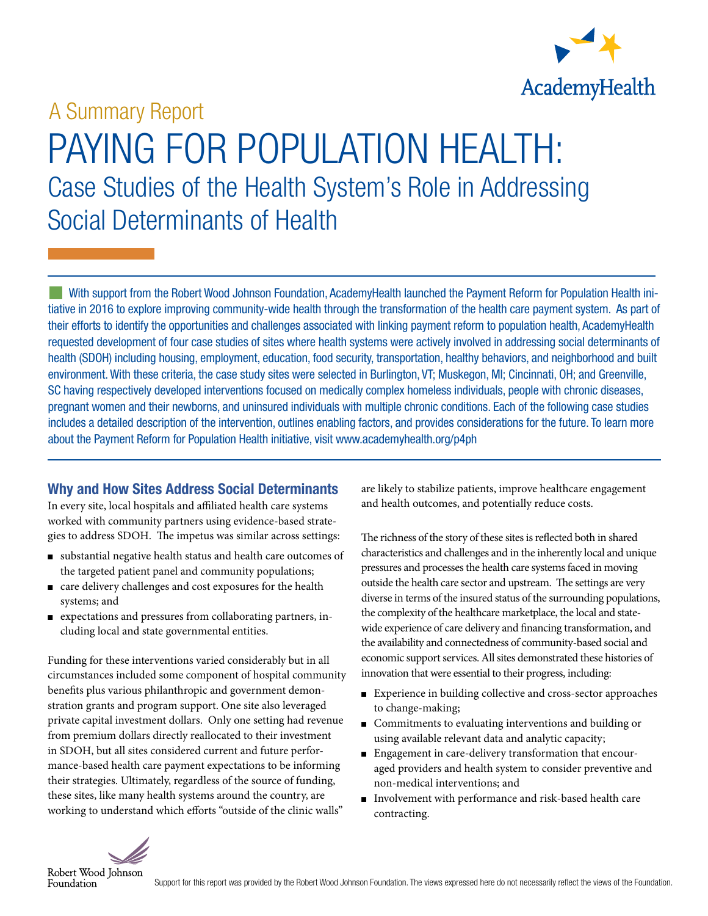A Summary Report

# PAYING FOR POPULATION HEALTH:

## Case Studies of the Health System's Role in Addressing Social Determinants of Health

With support from the Robert Wood Johnson Foundation, AcademyHealth launched the Payment Reform for Population Health initiative in 2016 to explore improving community-wide health through the transformation of the health care payment system. As part of their efforts to identify the opportunities and challenges associated with linking payment reform to population health, AcademyHealth requested development of four case studies of sites where health systems were actively involved in addressing social determinants of health (SDOH) including housing, employment, education, food security, transportation, healthy behaviors, and neighborhood and built environment. With these criteria, the case study sites were selected in Burlington, VT; Muskegon, MI; Cincinnati, OH; and Greenville, SC having respectively developed interventions focused on medically complex homeless individuals, people with chronic diseases, pregnant women and their newborns, and uninsured individuals with multiple chronic conditions. Each of the following case studies includes a detailed description of the intervention, outlines enabling factors, and provides considerations for the future. To learn more about the Payment Reform for Population Health initiative, visit www.academyhealth.org/p4ph

### Why and How Sites Address Social Determinants

In every site, local hospitals and affiliated health care systems worked with community partners using evidence-based strategies to address SDOH. The impetus was similar across settings:

- substantial negative health status and health care outcomes of the targeted patient panel and community populations;
- care delivery challenges and cost exposures for the health systems; and
- expectations and pressures from collaborating partners, including local and state governmental entities.

Funding for these interventions varied considerably but in all circumstances included some component of hospital community benefits plus various philanthropic and government demonstration grants and program support. One site also leveraged private capital investment dollars. Only one setting had revenue from premium dollars directly reallocated to their investment in SDOH, but all sites considered current and future performance-based health care payment expectations to be informing their strategies. Ultimately, regardless of the source of funding, these sites, like many health systems around the country, are working to understand which efforts "outside of the clinic walls" are likely to stabilize patients, improve healthcare engagement and health outcomes, and potentially reduce costs.

The richness of the story of these sites is reflected both in shared characteristics and challenges and in the inherently local and unique pressures and processes the health care systems faced in moving outside the health care sector and upstream. The settings are very diverse in terms of the insured status of the surrounding populations, the complexity of the healthcare marketplace, the local and statewide experience of care delivery and financing transformation, and the availability and connectedness of community-based social and economic support services. All sites demonstrated these histories of innovation that were essential to their progress, including:

- Experience in building collective and cross-sector approaches to change-making;
- Commitments to evaluating interventions and building or using available relevant data and analytic capacity;
- Engagement in care-delivery transformation that encouraged providers and health system to consider preventive and non-medical interventions; and
- Involvement with performance and risk-based health care contracting.

Support for this report was provided by the Robert Wood Johnson Foundation. The views expressed here do not necessarily reflect the views of the Foundation.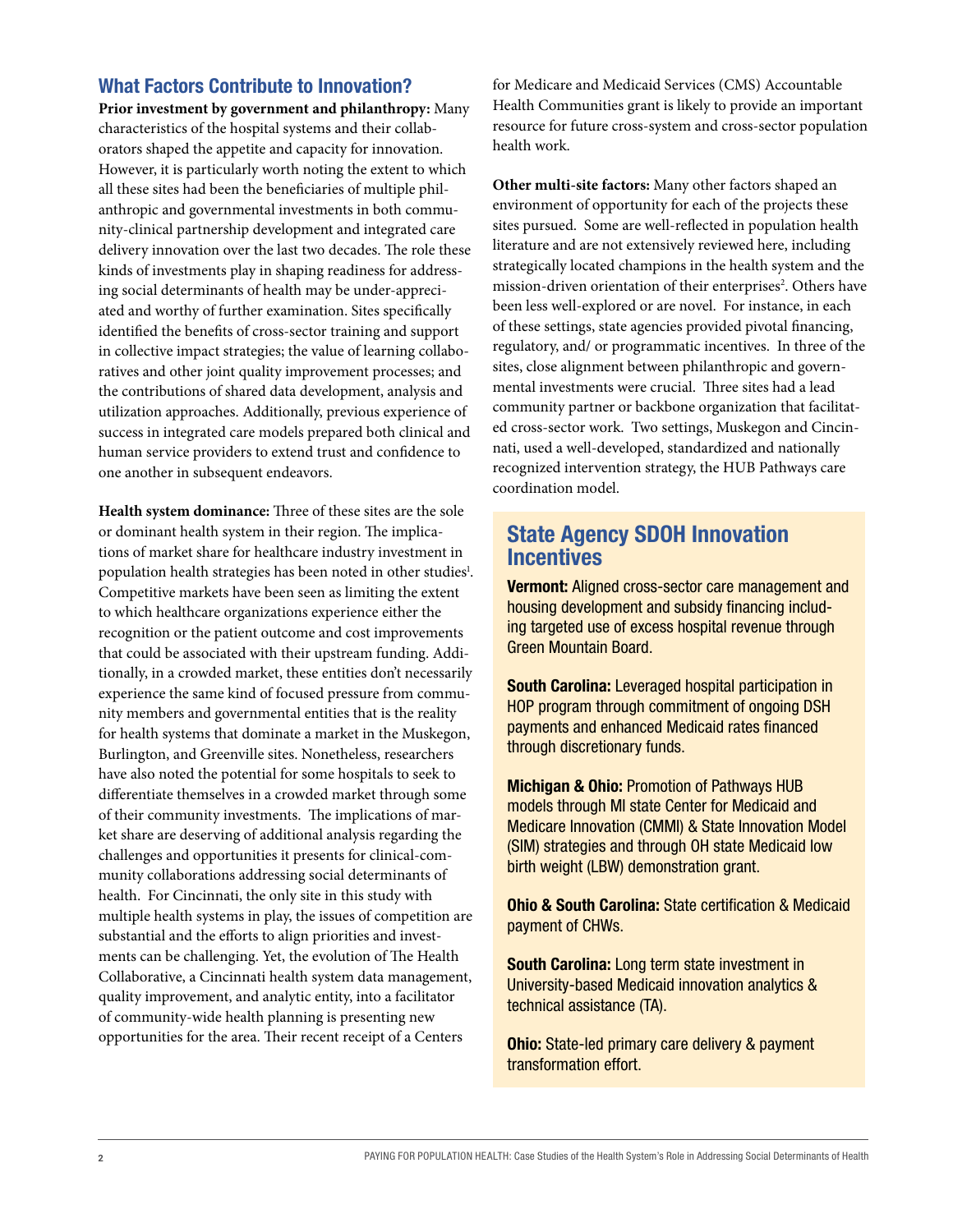## What Factors Contribute to Innovation?

**Prior investment by government and philanthropy:** Many characteristics of the hospital systems and their collaborators shaped the appetite and capacity for innovation. However, it is particularly worth noting the extent to which all these sites had been the beneficiaries of multiple philanthropic and governmental investments in both community-clinical partnership development and integrated care delivery innovation over the last two decades. The role these kinds of investments play in shaping readiness for addressing social determinants of health may be under-appreciated and worthy of further examination. Sites specifically identified the benefits of cross-sector training and support in collective impact strategies; the value of learning collaboratives and other joint quality improvement processes; and the contributions of shared data development, analysis and utilization approaches. Additionally, previous experience of success in integrated care models prepared both clinical and human service providers to extend trust and confidence to one another in subsequent endeavors.

**Health system dominance:** Three of these sites are the sole or dominant health system in their region. The implications of market share for healthcare industry investment in population health strategies has been noted in other studies[1]. Competitive markets have been seen as limiting the extent to which healthcare organizations experience either the recognition or the patient outcome and cost improvements that could be associated with their upstream funding. Additionally, in a crowded market, these entities don't necessarily experience the same kind of focused pressure from community members and governmental entities that is the reality for health systems that dominate a market in the Muskegon, Burlington, and Greenville sites. Nonetheless, researchers have also noted the potential for some hospitals to seek to differentiate themselves in a crowded market through some of their community investments. The implications of market share are deserving of additional analysis regarding the challenges and opportunities it presents for clinical-community collaborations addressing social determinants of health. For Cincinnati, the only site in this study with multiple health systems in play, the issues of competition are substantial and the efforts to align priorities and investments can be challenging. Yet, the evolution of The Health Collaborative, a Cincinnati health system data management, quality improvement, and analytic entity, into a facilitator of community-wide health planning is presenting new opportunities for the area. Their recent receipt of a Centers for Medicare and Medicaid Services (CMS) Accountable Health Communities grant is likely to provide an important resource for future cross-system and cross-sector population health work.

**Other multi-site factors:** Many other factors shaped an environment of opportunity for each of the projects these sites pursued. Some are well-reflected in population health literature and are not extensively reviewed here, including strategically located champions in the health system and the mission-driven orientation of their enterprises[2]. Others have been less well-explored or are novel. For instance, in each of these settings, state agencies provided pivotal financing, regulatory, and/ or programmatic incentives. In three of the sites, close alignment between philanthropic and governmental investments were crucial. Three sites had a lead community partner or backbone organization that facilitated cross-sector work. Two settings, Muskegon and Cincinnati, used a well-developed, standardized and nationally recognized intervention strategy, the HUB Pathways care coordination model.

### State Agency SDOH Innovation Incentives

**Vermont:** Aligned cross-sector care management and housing development and subsidy financing including targeted use of excess hospital revenue through Green Mountain Board.

**South Carolina:** Leveraged hospital participation in HOP program through commitment of ongoing DSH payments and enhanced Medicaid rates financed through discretionary funds.

**Michigan & Ohio:** Promotion of Pathways HUB models through MI state Center for Medicaid and Medicare Innovation (CMMI) & State Innovation Model (SIM) strategies and through OH state Medicaid low birth weight (LBW) demonstration grant.

**Ohio & South Carolina:** State certification & Medicaid payment of CHWs.

**South Carolina:** Long term state investment in University-based Medicaid innovation analytics & technical assistance (TA).

**Ohio:** State-led primary care delivery & payment transformation effort.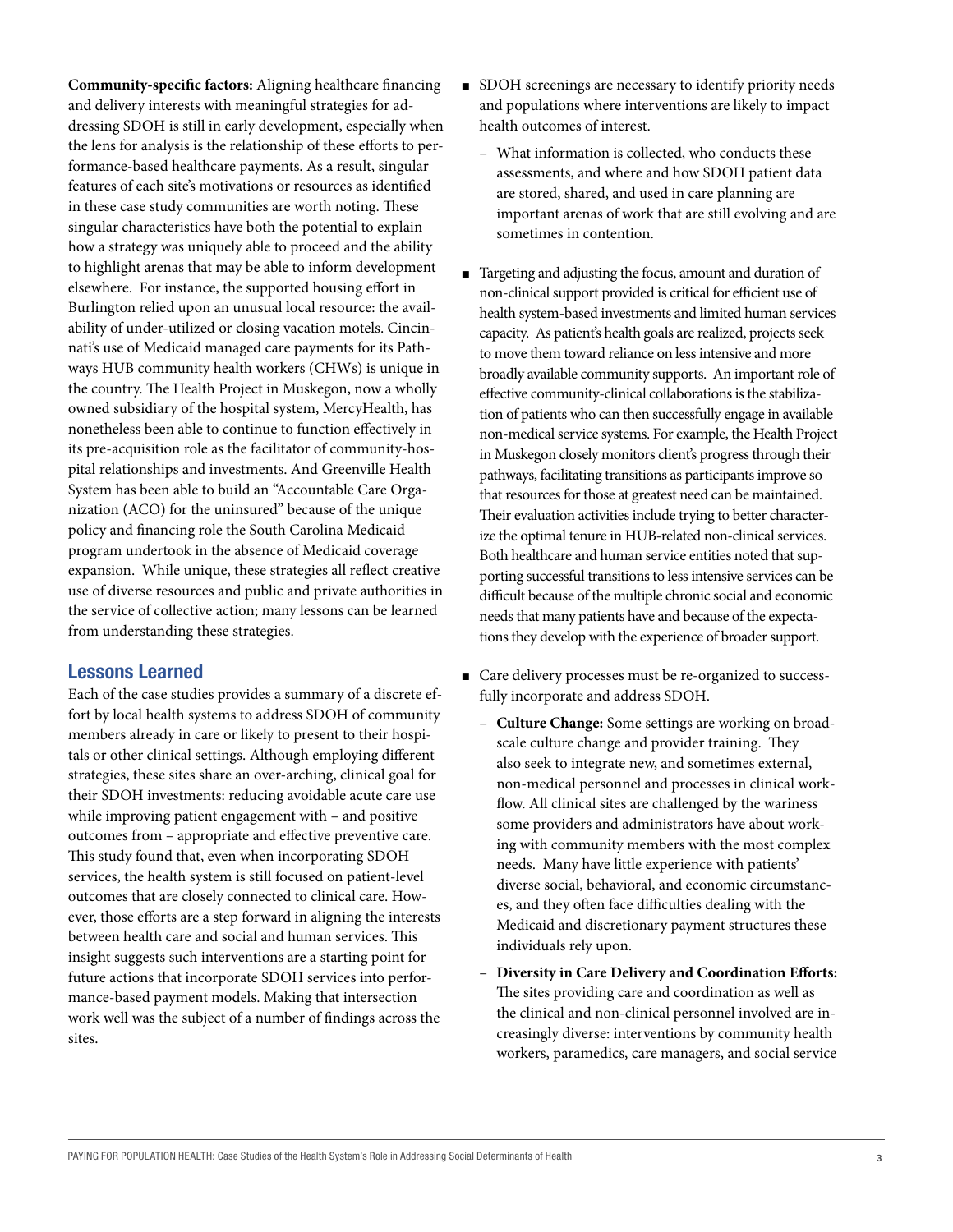**Community-specific factors:** Aligning healthcare financing and delivery interests with meaningful strategies for addressing SDOH is still in early development, especially when the lens for analysis is the relationship of these efforts to performance-based healthcare payments. As a result, singular features of each site's motivations or resources as identified in these case study communities are worth noting. These singular characteristics have both the potential to explain how a strategy was uniquely able to proceed and the ability to highlight arenas that may be able to inform development elsewhere. For instance, the supported housing effort in Burlington relied upon an unusual local resource: the availability of under-utilized or closing vacation motels. Cincinnati's use of Medicaid managed care payments for its Pathways HUB community health workers (CHWs) is unique in the country. The Health Project in Muskegon, now a wholly owned subsidiary of the hospital system, MercyHealth, has nonetheless been able to continue to function effectively in its pre-acquisition role as the facilitator of community-hospital relationships and investments. And Greenville Health System has been able to build an "Accountable Care Organization (ACO) for the uninsured" because of the unique policy and financing role the South Carolina Medicaid program undertook in the absence of Medicaid coverage expansion. While unique, these strategies all reflect creative use of diverse resources and public and private authorities in the service of collective action; many lessons can be learned from understanding these strategies.

## Lessons Learned

Each of the case studies provides a summary of a discrete effort by local health systems to address SDOH of community members already in care or likely to present to their hospitals or other clinical settings. Although employing different strategies, these sites share an over-arching, clinical goal for their SDOH investments: reducing avoidable acute care use while improving patient engagement with – and positive outcomes from – appropriate and effective preventive care. This study found that, even when incorporating SDOH services, the health system is still focused on patient-level outcomes that are closely connected to clinical care. However, those efforts are a step forward in aligning the interests between health care and social and human services. This insight suggests such interventions are a starting point for future actions that incorporate SDOH services into performance-based payment models. Making that intersection work well was the subject of a number of findings across the sites.

- SDOH screenings are necessary to identify priority needs and populations where interventions are likely to impact health outcomes of interest.
  - What information is collected, who conducts these assessments, and where and how SDOH patient data are stored, shared, and used in care planning are important arenas of work that are still evolving and are sometimes in contention.
- Targeting and adjusting the focus, amount and duration of non-clinical support provided is critical for efficient use of health system-based investments and limited human services capacity. As patient's health goals are realized, projects seek to move them toward reliance on less intensive and more broadly available community supports. An important role of effective community-clinical collaborations is the stabilization of patients who can then successfully engage in available non-medical service systems. For example, the Health Project in Muskegon closely monitors client's progress through their pathways, facilitating transitions as participants improve so that resources for those at greatest need can be maintained. Their evaluation activities include trying to better characterize the optimal tenure in HUB-related non-clinical services. Both healthcare and human service entities noted that supporting successful transitions to less intensive services can be difficult because of the multiple chronic social and economic needs that many patients have and because of the expectations they develop with the experience of broader support.
- Care delivery processes must be re-organized to successfully incorporate and address SDOH.
  - **Culture Change:** Some settings are working on broad-scale culture change and provider training. They also seek to integrate new, and sometimes external, non-medical personnel and processes in clinical workflow. All clinical sites are challenged by the wariness some providers and administrators have about working with community members with the most complex needs. Many have little experience with patients' diverse social, behavioral, and economic circumstances, and they often face difficulties dealing with the Medicaid and discretionary payment structures these individuals rely upon.
  - **Diversity in Care Delivery and Coordination Efforts:** The sites providing care and coordination as well as the clinical and non-clinical personnel involved are increasingly diverse: interventions by community health workers, paramedics, care managers, and social service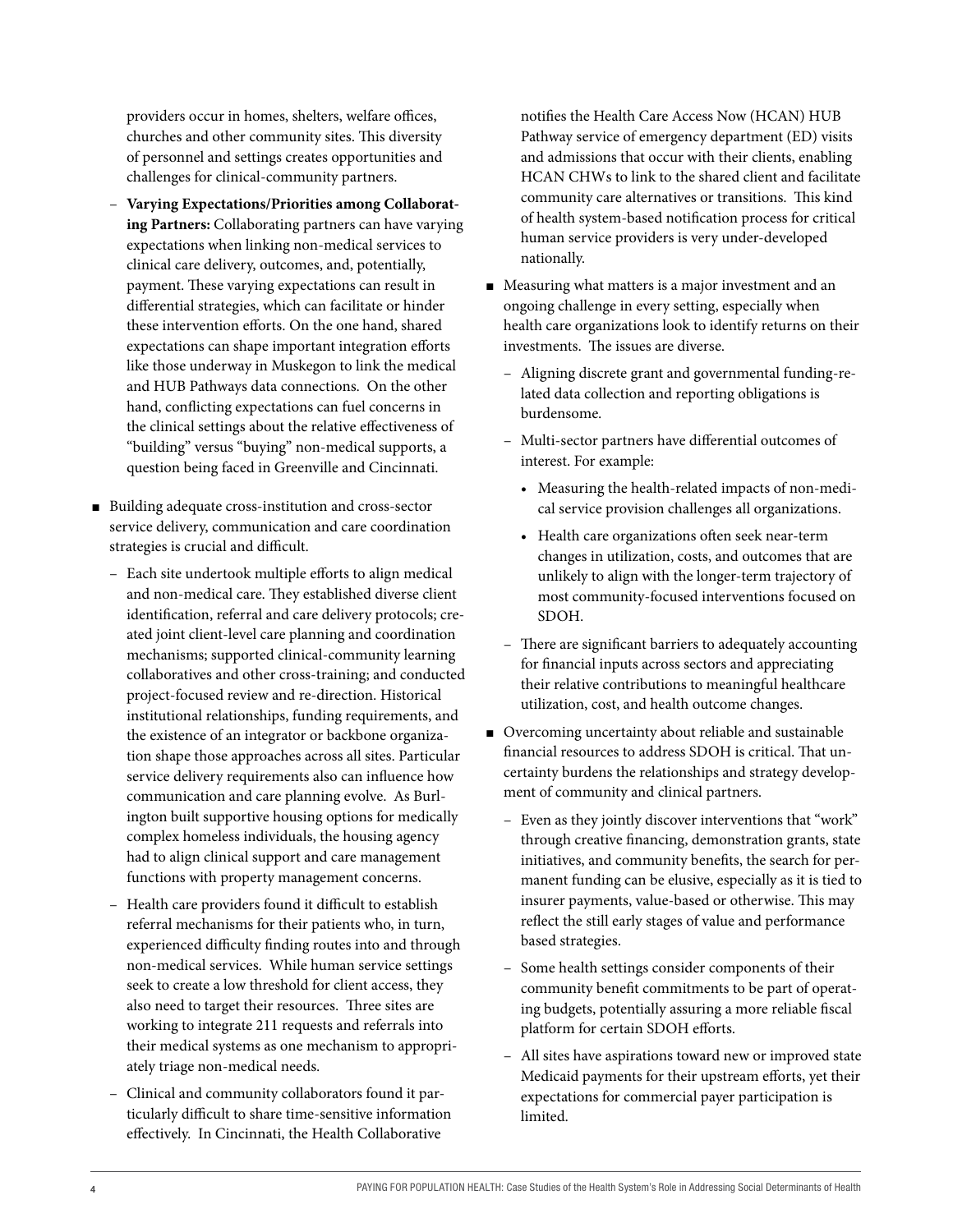providers occur in homes, shelters, welfare offices, churches and other community sites. This diversity of personnel and settings creates opportunities and challenges for clinical-community partners.

  - **Varying Expectations/Priorities among Collaborating Partners:** Collaborating partners can have varying expectations when linking non-medical services to clinical care delivery, outcomes, and, potentially, payment. These varying expectations can result in differential strategies, which can facilitate or hinder these intervention efforts. On the one hand, shared expectations can shape important integration efforts like those underway in Muskegon to link the medical and HUB Pathways data connections. On the other hand, conflicting expectations can fuel concerns in the clinical settings about the relative effectiveness of "building" versus "buying" non-medical supports, a question being faced in Greenville and Cincinnati.

- Building adequate cross-institution and cross-sector service delivery, communication and care coordination strategies is crucial and difficult.
  - Each site undertook multiple efforts to align medical and non-medical care. They established diverse client identification, referral and care delivery protocols; created joint client-level care planning and coordination mechanisms; supported clinical-community learning collaboratives and other cross-training; and conducted project-focused review and re-direction. Historical institutional relationships, funding requirements, and the existence of an integrator or backbone organization shape those approaches across all sites. Particular service delivery requirements also can influence how communication and care planning evolve. As Burlington built supportive housing options for medically complex homeless individuals, the housing agency had to align clinical support and care management functions with property management concerns.
  - Health care providers found it difficult to establish referral mechanisms for their patients who, in turn, experienced difficulty finding routes into and through non-medical services. While human service settings seek to create a low threshold for client access, they also need to target their resources. Three sites are working to integrate 211 requests and referrals into their medical systems as one mechanism to appropriately triage non-medical needs.
  - Clinical and community collaborators found it particularly difficult to share time-sensitive information effectively. In Cincinnati, the Health Collaborative notifies the Health Care Access Now (HCAN) HUB Pathway service of emergency department (ED) visits and admissions that occur with their clients, enabling HCAN CHWs to link to the shared client and facilitate community care alternatives or transitions. This kind of health system-based notification process for critical human service providers is very under-developed nationally.

- Measuring what matters is a major investment and an ongoing challenge in every setting, especially when health care organizations look to identify returns on their investments. The issues are diverse.
  - Aligning discrete grant and governmental funding-related data collection and reporting obligations is burdensome.
  - Multi-sector partners have differential outcomes of interest. For example:
    - Measuring the health-related impacts of non-medical service provision challenges all organizations.
    - Health care organizations often seek near-term changes in utilization, costs, and outcomes that are unlikely to align with the longer-term trajectory of most community-focused interventions focused on SDOH.
  - There are significant barriers to adequately accounting for financial inputs across sectors and appreciating their relative contributions to meaningful healthcare utilization, cost, and health outcome changes.

- Overcoming uncertainty about reliable and sustainable financial resources to address SDOH is critical. That uncertainty burdens the relationships and strategy development of community and clinical partners.
  - Even as they jointly discover interventions that "work" through creative financing, demonstration grants, state initiatives, and community benefits, the search for permanent funding can be elusive, especially as it is tied to insurer payments, value-based or otherwise. This may reflect the still early stages of value and performance based strategies.
  - Some health settings consider components of their community benefit commitments to be part of operating budgets, potentially assuring a more reliable fiscal platform for certain SDOH efforts.
  - All sites have aspirations toward new or improved state Medicaid payments for their upstream efforts, yet their expectations for commercial payer participation is limited.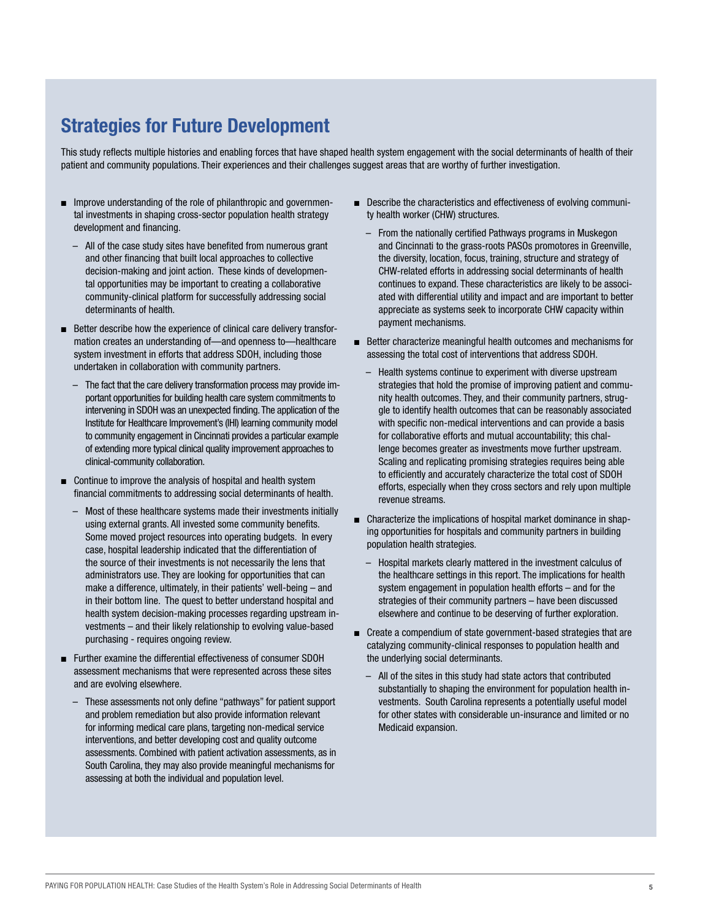## Strategies for Future Development

This study reflects multiple histories and enabling forces that have shaped health system engagement with the social determinants of health of their patient and community populations. Their experiences and their challenges suggest areas that are worthy of further investigation.

- Improve understanding of the role of philanthropic and governmental investments in shaping cross-sector population health strategy development and financing.
  - All of the case study sites have benefited from numerous grant and other financing that built local approaches to collective decision-making and joint action. These kinds of developmental opportunities may be important to creating a collaborative community-clinical platform for successfully addressing social determinants of health.
- Better describe how the experience of clinical care delivery transformation creates an understanding of—and openness to—healthcare system investment in efforts that address SDOH, including those undertaken in collaboration with community partners.
  - The fact that the care delivery transformation process may provide important opportunities for building health care system commitments to intervening in SDOH was an unexpected finding. The application of the Institute for Healthcare Improvement's (IHI) learning community model to community engagement in Cincinnati provides a particular example of extending more typical clinical quality improvement approaches to clinical-community collaboration.
- Continue to improve the analysis of hospital and health system financial commitments to addressing social determinants of health.
  - Most of these healthcare systems made their investments initially using external grants. All invested some community benefits. Some moved project resources into operating budgets. In every case, hospital leadership indicated that the differentiation of the source of their investments is not necessarily the lens that administrators use. They are looking for opportunities that can make a difference, ultimately, in their patients' well-being – and in their bottom line. The quest to better understand hospital and health system decision-making processes regarding upstream investments – and their likely relationship to evolving value-based purchasing - requires ongoing review.
- Further examine the differential effectiveness of consumer SDOH assessment mechanisms that were represented across these sites and are evolving elsewhere.
  - These assessments not only define "pathways" for patient support and problem remediation but also provide information relevant for informing medical care plans, targeting non-medical service interventions, and better developing cost and quality outcome assessments. Combined with patient activation assessments, as in South Carolina, they may also provide meaningful mechanisms for assessing at both the individual and population level.
- Describe the characteristics and effectiveness of evolving community health worker (CHW) structures.
  - From the nationally certified Pathways programs in Muskegon and Cincinnati to the grass-roots PASOs promotores in Greenville, the diversity, location, focus, training, structure and strategy of CHW-related efforts in addressing social determinants of health continues to expand. These characteristics are likely to be associated with differential utility and impact and are important to better appreciate as systems seek to incorporate CHW capacity within payment mechanisms.
- Better characterize meaningful health outcomes and mechanisms for assessing the total cost of interventions that address SDOH.
  - Health systems continue to experiment with diverse upstream strategies that hold the promise of improving patient and community health outcomes. They, and their community partners, struggle to identify health outcomes that can be reasonably associated with specific non-medical interventions and can provide a basis for collaborative efforts and mutual accountability; this challenge becomes greater as investments move further upstream. Scaling and replicating promising strategies requires being able to efficiently and accurately characterize the total cost of SDOH efforts, especially when they cross sectors and rely upon multiple revenue streams.
- Characterize the implications of hospital market dominance in shaping opportunities for hospitals and community partners in building population health strategies.
  - Hospital markets clearly mattered in the investment calculus of the healthcare settings in this report. The implications for health system engagement in population health efforts – and for the strategies of their community partners – have been discussed elsewhere and continue to be deserving of further exploration.
- Create a compendium of state government-based strategies that are catalyzing community-clinical responses to population health and the underlying social determinants.
  - All of the sites in this study had state actors that contributed substantially to shaping the environment for population health investments. South Carolina represents a potentially useful model for other states with considerable un-insurance and limited or no Medicaid expansion.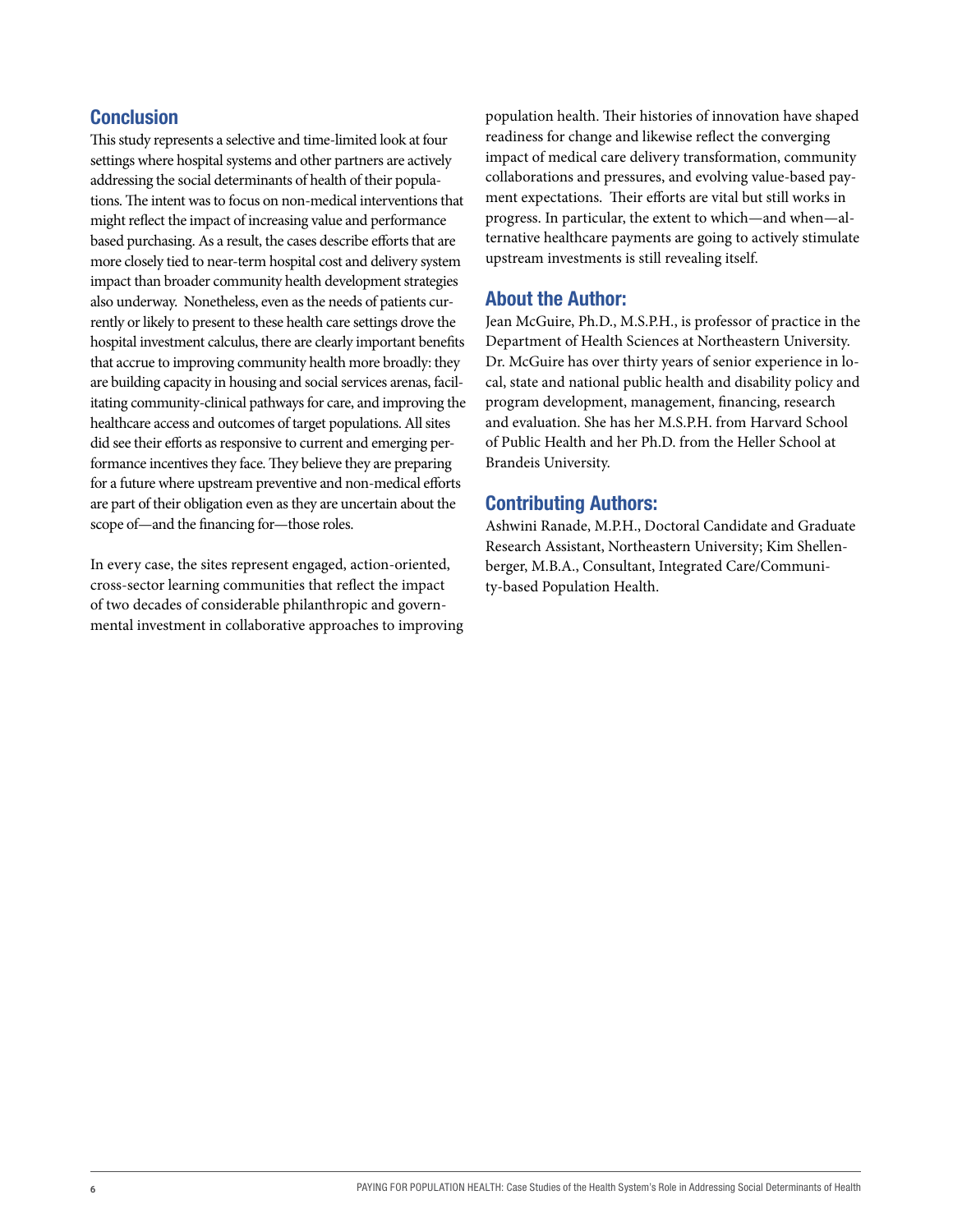## Conclusion

This study represents a selective and time-limited look at four settings where hospital systems and other partners are actively addressing the social determinants of health of their populations. The intent was to focus on non-medical interventions that might reflect the impact of increasing value and performance based purchasing. As a result, the cases describe efforts that are more closely tied to near-term hospital cost and delivery system impact than broader community health development strategies also underway. Nonetheless, even as the needs of patients currently or likely to present to these health care settings drove the hospital investment calculus, there are clearly important benefits that accrue to improving community health more broadly: they are building capacity in housing and social services arenas, facilitating community-clinical pathways for care, and improving the healthcare access and outcomes of target populations. All sites did see their efforts as responsive to current and emerging performance incentives they face. They believe they are preparing for a future where upstream preventive and non-medical efforts are part of their obligation even as they are uncertain about the scope of—and the financing for—those roles.

In every case, the sites represent engaged, action-oriented, cross-sector learning communities that reflect the impact of two decades of considerable philanthropic and governmental investment in collaborative approaches to improving population health. Their histories of innovation have shaped readiness for change and likewise reflect the converging impact of medical care delivery transformation, community collaborations and pressures, and evolving value-based payment expectations. Their efforts are vital but still works in progress. In particular, the extent to which—and when—alternative healthcare payments are going to actively stimulate upstream investments is still revealing itself.

## About the Author:

Jean McGuire, Ph.D., M.S.P.H., is professor of practice in the Department of Health Sciences at Northeastern University. Dr. McGuire has over thirty years of senior experience in local, state and national public health and disability policy and program development, management, financing, research and evaluation. She has her M.S.P.H. from Harvard School of Public Health and her Ph.D. from the Heller School at Brandeis University.

## Contributing Authors:

Ashwini Ranade, M.P.H., Doctoral Candidate and Graduate Research Assistant, Northeastern University; Kim Shellenberger, M.B.A., Consultant, Integrated Care/Community-based Population Health.